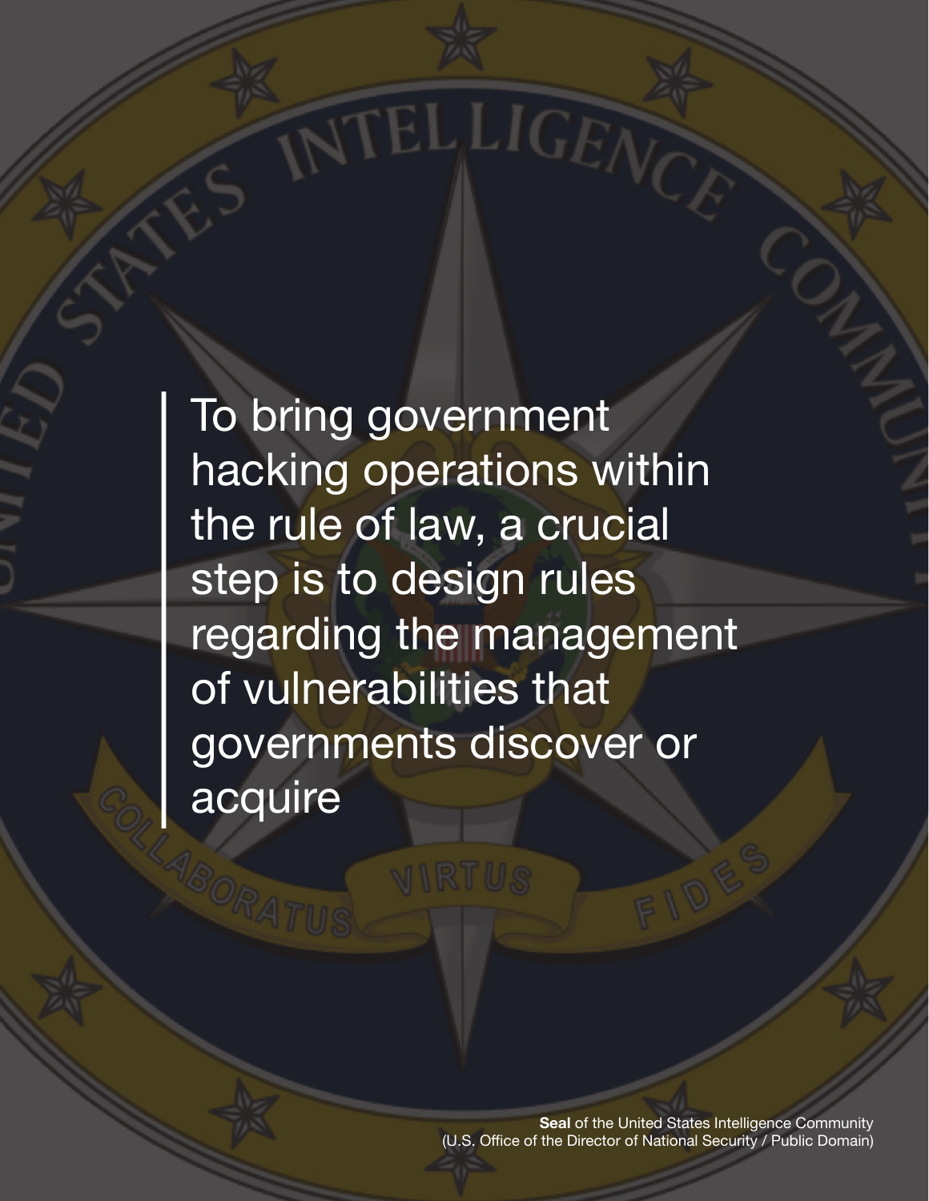> To bring government hacking operations within the rule of law, a crucial step is to design rules regarding the management of vulnerabilities that governments discover or acquire

**Seal** of the United States Intelligence Community (U.S. Office of the Director of National Security / Public Domain)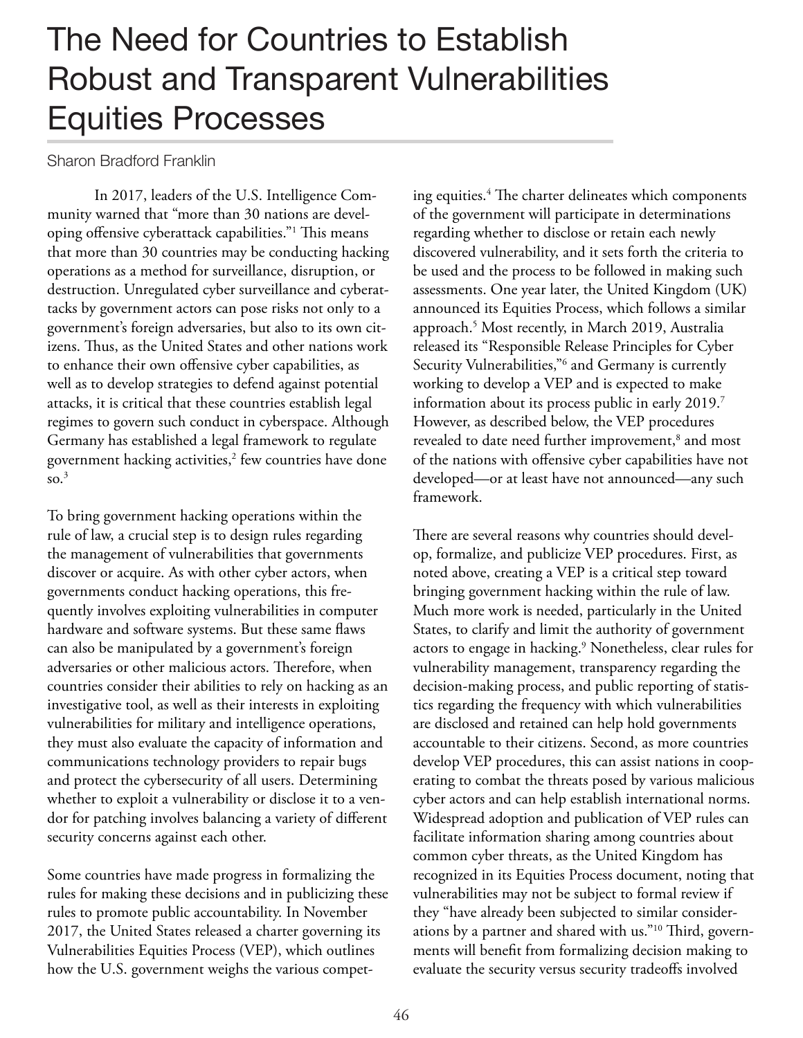# The Need for Countries to Establish Robust and Transparent Vulnerabilities Equities Processes

Sharon Bradford Franklin

In 2017, leaders of the U.S. Intelligence Community warned that "more than 30 nations are developing offensive cyberattack capabilities."[1] This means that more than 30 countries may be conducting hacking operations as a method for surveillance, disruption, or destruction. Unregulated cyber surveillance and cyberattacks by government actors can pose risks not only to a government's foreign adversaries, but also to its own citizens. Thus, as the United States and other nations work to enhance their own offensive cyber capabilities, as well as to develop strategies to defend against potential attacks, it is critical that these countries establish legal regimes to govern such conduct in cyberspace. Although Germany has established a legal framework to regulate government hacking activities,[2] few countries have done so.[3]

To bring government hacking operations within the rule of law, a crucial step is to design rules regarding the management of vulnerabilities that governments discover or acquire. As with other cyber actors, when governments conduct hacking operations, this frequently involves exploiting vulnerabilities in computer hardware and software systems. But these same flaws can also be manipulated by a government's foreign adversaries or other malicious actors. Therefore, when countries consider their abilities to rely on hacking as an investigative tool, as well as their interests in exploiting vulnerabilities for military and intelligence operations, they must also evaluate the capacity of information and communications technology providers to repair bugs and protect the cybersecurity of all users. Determining whether to exploit a vulnerability or disclose it to a vendor for patching involves balancing a variety of different security concerns against each other.

Some countries have made progress in formalizing the rules for making these decisions and in publicizing these rules to promote public accountability. In November 2017, the United States released a charter governing its Vulnerabilities Equities Process (VEP), which outlines how the U.S. government weighs the various competing equities.[4] The charter delineates which components of the government will participate in determinations regarding whether to disclose or retain each newly discovered vulnerability, and it sets forth the criteria to be used and the process to be followed in making such assessments. One year later, the United Kingdom (UK) announced its Equities Process, which follows a similar approach.[5] Most recently, in March 2019, Australia released its "Responsible Release Principles for Cyber Security Vulnerabilities,"[6] and Germany is currently working to develop a VEP and is expected to make information about its process public in early 2019.[7] However, as described below, the VEP procedures revealed to date need further improvement,[8] and most of the nations with offensive cyber capabilities have not developed—or at least have not announced—any such framework.

There are several reasons why countries should develop, formalize, and publicize VEP procedures. First, as noted above, creating a VEP is a critical step toward bringing government hacking within the rule of law. Much more work is needed, particularly in the United States, to clarify and limit the authority of government actors to engage in hacking.[9] Nonetheless, clear rules for vulnerability management, transparency regarding the decision-making process, and public reporting of statistics regarding the frequency with which vulnerabilities are disclosed and retained can help hold governments accountable to their citizens. Second, as more countries develop VEP procedures, this can assist nations in cooperating to combat the threats posed by various malicious cyber actors and can help establish international norms. Widespread adoption and publication of VEP rules can facilitate information sharing among countries about common cyber threats, as the United Kingdom has recognized in its Equities Process document, noting that vulnerabilities may not be subject to formal review if they "have already been subjected to similar considerations by a partner and shared with us."[10] Third, governments will benefit from formalizing decision making to evaluate the security versus security tradeoffs involved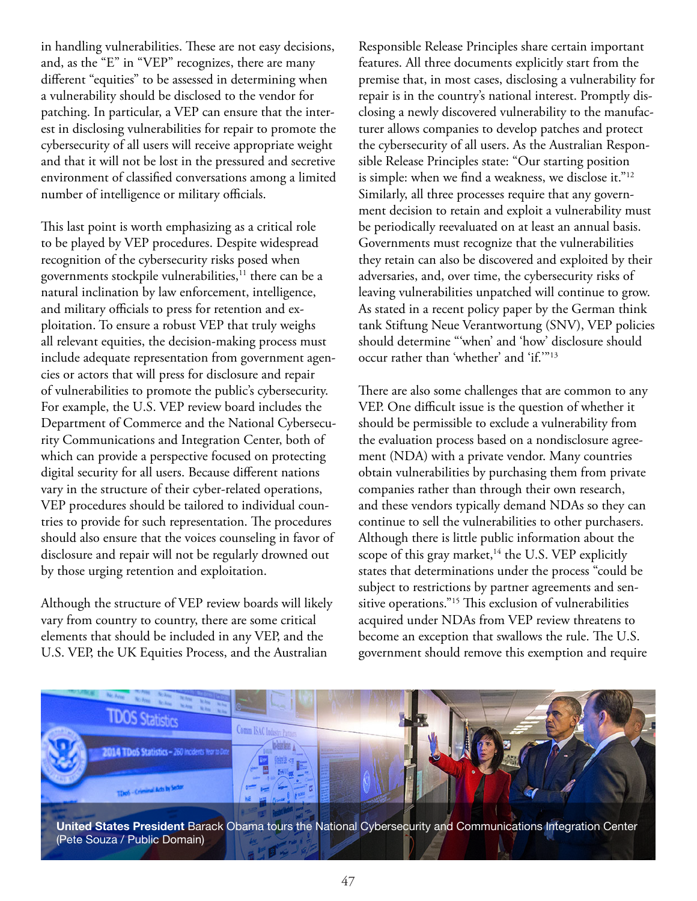in handling vulnerabilities. These are not easy decisions, and, as the "E" in "VEP" recognizes, there are many different "equities" to be assessed in determining when a vulnerability should be disclosed to the vendor for patching. In particular, a VEP can ensure that the interest in disclosing vulnerabilities for repair to promote the cybersecurity of all users will receive appropriate weight and that it will not be lost in the pressured and secretive environment of classified conversations among a limited number of intelligence or military officials.

This last point is worth emphasizing as a critical role to be played by VEP procedures. Despite widespread recognition of the cybersecurity risks posed when governments stockpile vulnerabilities,[11] there can be a natural inclination by law enforcement, intelligence, and military officials to press for retention and exploitation. To ensure a robust VEP that truly weighs all relevant equities, the decision-making process must include adequate representation from government agencies or actors that will press for disclosure and repair of vulnerabilities to promote the public's cybersecurity. For example, the U.S. VEP review board includes the Department of Commerce and the National Cybersecurity Communications and Integration Center, both of which can provide a perspective focused on protecting digital security for all users. Because different nations vary in the structure of their cyber-related operations, VEP procedures should be tailored to individual countries to provide for such representation. The procedures should also ensure that the voices counseling in favor of disclosure and repair will not be regularly drowned out by those urging retention and exploitation.

Although the structure of VEP review boards will likely vary from country to country, there are some critical elements that should be included in any VEP, and the U.S. VEP, the UK Equities Process, and the Australian Responsible Release Principles share certain important features. All three documents explicitly start from the premise that, in most cases, disclosing a vulnerability for repair is in the country's national interest. Promptly disclosing a newly discovered vulnerability to the manufacturer allows companies to develop patches and protect the cybersecurity of all users. As the Australian Responsible Release Principles state: "Our starting position is simple: when we find a weakness, we disclose it."[12] Similarly, all three processes require that any government decision to retain and exploit a vulnerability must be periodically reevaluated on at least an annual basis. Governments must recognize that the vulnerabilities they retain can also be discovered and exploited by their adversaries, and, over time, the cybersecurity risks of leaving vulnerabilities unpatched will continue to grow. As stated in a recent policy paper by the German think tank Stiftung Neue Verantwortung (SNV), VEP policies should determine "'when' and 'how' disclosure should occur rather than 'whether' and 'if.'"[13]

There are also some challenges that are common to any VEP. One difficult issue is the question of whether it should be permissible to exclude a vulnerability from the evaluation process based on a nondisclosure agreement (NDA) with a private vendor. Many countries obtain vulnerabilities by purchasing them from private companies rather than through their own research, and these vendors typically demand NDAs so they can continue to sell the vulnerabilities to other purchasers. Although there is little public information about the scope of this gray market,[14] the U.S. VEP explicitly states that determinations under the process "could be subject to restrictions by partner agreements and sensitive operations."[15] This exclusion of vulnerabilities acquired under NDAs from VEP review threatens to become an exception that swallows the rule. The U.S. government should remove this exemption and require

**United States President** Barack Obama tours the National Cybersecurity and Communications Integration Center (Pete Souza / Public Domain)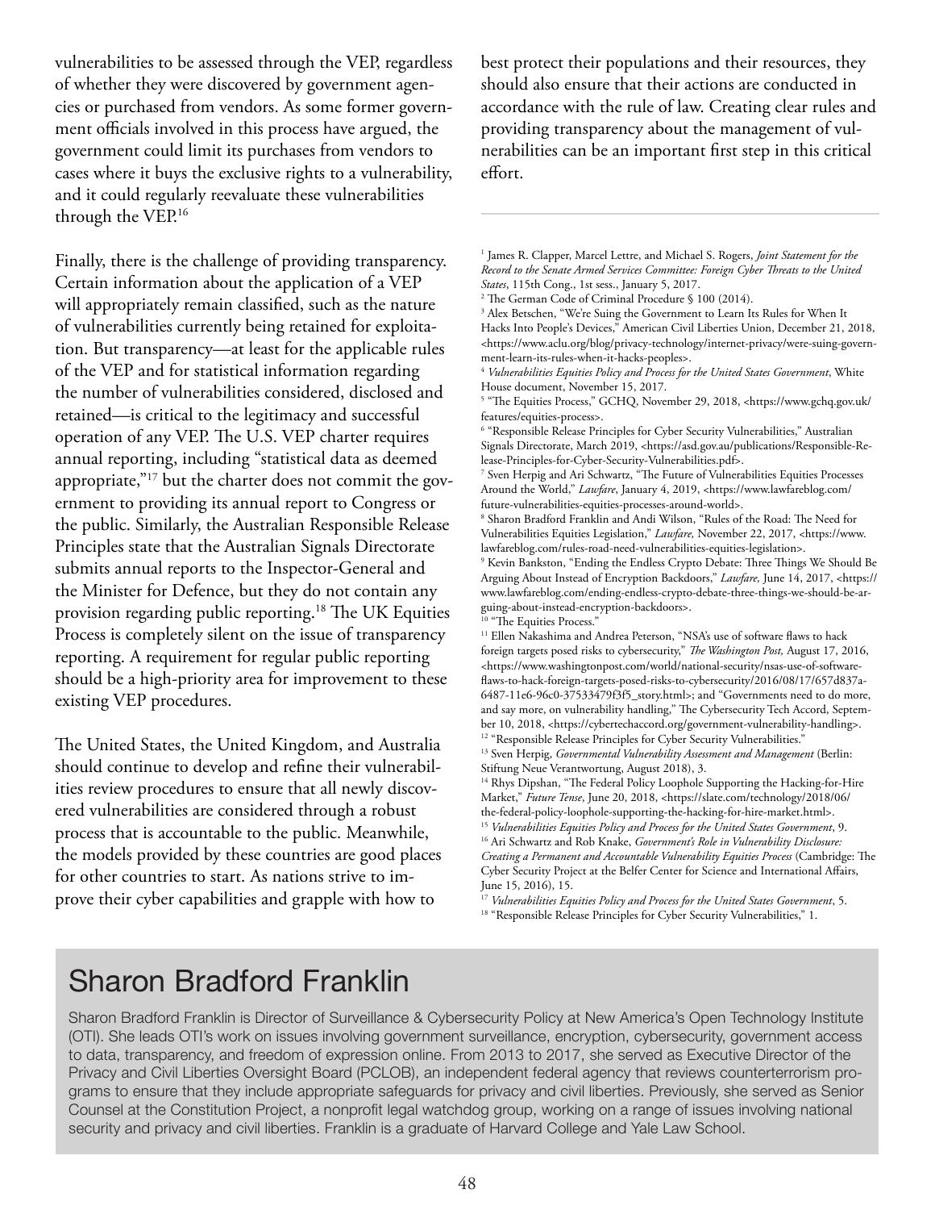vulnerabilities to be assessed through the VEP, regardless of whether they were discovered by government agencies or purchased from vendors. As some former government officials involved in this process have argued, the government could limit its purchases from vendors to cases where it buys the exclusive rights to a vulnerability, and it could regularly reevaluate these vulnerabilities through the VEP.[16]

Finally, there is the challenge of providing transparency. Certain information about the application of a VEP will appropriately remain classified, such as the nature of vulnerabilities currently being retained for exploitation. But transparency—at least for the applicable rules of the VEP and for statistical information regarding the number of vulnerabilities considered, disclosed and retained—is critical to the legitimacy and successful operation of any VEP. The U.S. VEP charter requires annual reporting, including "statistical data as deemed appropriate,"[17] but the charter does not commit the government to providing its annual report to Congress or the public. Similarly, the Australian Responsible Release Principles state that the Australian Signals Directorate submits annual reports to the Inspector-General and the Minister for Defence, but they do not contain any provision regarding public reporting.[18] The UK Equities Process is completely silent on the issue of transparency reporting. A requirement for regular public reporting should be a high-priority area for improvement to these existing VEP procedures.

The United States, the United Kingdom, and Australia should continue to develop and refine their vulnerabilities review procedures to ensure that all newly discovered vulnerabilities are considered through a robust process that is accountable to the public. Meanwhile, the models provided by these countries are good places for other countries to start. As nations strive to improve their cyber capabilities and grapple with how to best protect their populations and their resources, they should also ensure that their actions are conducted in accordance with the rule of law. Creating clear rules and providing transparency about the management of vulnerabilities can be an important first step in this critical effort.

---

[1] James R. Clapper, Marcel Lettre, and Michael S. Rogers, *Joint Statement for the Record to the Senate Armed Services Committee: Foreign Cyber Threats to the United States*, 115th Cong., 1st sess., January 5, 2017.

[2] The German Code of Criminal Procedure § 100 (2014).

[3] Alex Betschen, "We're Suing the Government to Learn Its Rules for When It Hacks Into People's Devices," American Civil Liberties Union, December 21, 2018, <https://www.aclu.org/blog/privacy-technology/internet-privacy/were-suing-government-learn-its-rules-when-it-hacks-peoples>.

[4] *Vulnerabilities Equities Policy and Process for the United States Government*, White House document, November 15, 2017.

[5] "The Equities Process," GCHQ, November 29, 2018, <https://www.gchq.gov.uk/features/equities-process>.

[6] "Responsible Release Principles for Cyber Security Vulnerabilities," Australian Signals Directorate, March 2019, <https://asd.gov.au/publications/Responsible-Release-Principles-for-Cyber-Security-Vulnerabilities.pdf>.

[7] Sven Herpig and Ari Schwartz, "The Future of Vulnerabilities Equities Processes Around the World," *Lawfare*, January 4, 2019, <https://www.lawfareblog.com/future-vulnerabilities-equities-processes-around-world>.

[8] Sharon Bradford Franklin and Andi Wilson, "Rules of the Road: The Need for Vulnerabilities Equities Legislation," *Lawfare,* November 22, 2017, <https://www.lawfareblog.com/rules-road-need-vulnerabilities-equities-legislation>.

[9] Kevin Bankston, "Ending the Endless Crypto Debate: Three Things We Should Be Arguing About Instead of Encryption Backdoors," *Lawfare,* June 14, 2017, <https://www.lawfareblog.com/ending-endless-crypto-debate-three-things-we-should-be-arguing-about-instead-encryption-backdoors>.

[10] "The Equities Process."

[11] Ellen Nakashima and Andrea Peterson, "NSA's use of software flaws to hack foreign targets posed risks to cybersecurity," *The Washington Post,* August 17, 2016, <https://www.washingtonpost.com/world/national-security/nsas-use-of-software-flaws-to-hack-foreign-targets-posed-risks-to-cybersecurity/2016/08/17/657d837a-6487-11e6-96c0-37533479f3f5_story.html>; and "Governments need to do more, and say more, on vulnerability handling," The Cybersecurity Tech Accord, September 10, 2018, <https://cybertechaccord.org/government-vulnerability-handling>.

[12] "Responsible Release Principles for Cyber Security Vulnerabilities."

[13] Sven Herpig, *Governmental Vulnerability Assessment and Management* (Berlin: Stiftung Neue Verantwortung, August 2018), 3.

[14] Rhys Dipshan, "The Federal Policy Loophole Supporting the Hacking-for-Hire Market," *Future Tense*, June 20, 2018, <https://slate.com/technology/2018/06/the-federal-policy-loophole-supporting-the-hacking-for-hire-market.html>.

[15] *Vulnerabilities Equities Policy and Process for the United States Government*, 9.

[16] Ari Schwartz and Rob Knake, *Government's Role in Vulnerability Disclosure: Creating a Permanent and Accountable Vulnerability Equities Process* (Cambridge: The Cyber Security Project at the Belfer Center for Science and International Affairs, June 15, 2016), 15.

[17] *Vulnerabilities Equities Policy and Process for the United States Government*, 5.

[18] "Responsible Release Principles for Cyber Security Vulnerabilities," 1.

## Sharon Bradford Franklin

Sharon Bradford Franklin is Director of Surveillance & Cybersecurity Policy at New America's Open Technology Institute (OTI). She leads OTI's work on issues involving government surveillance, encryption, cybersecurity, government access to data, transparency, and freedom of expression online. From 2013 to 2017, she served as Executive Director of the Privacy and Civil Liberties Oversight Board (PCLOB), an independent federal agency that reviews counterterrorism programs to ensure that they include appropriate safeguards for privacy and civil liberties. Previously, she served as Senior Counsel at the Constitution Project, a nonprofit legal watchdog group, working on a range of issues involving national security and privacy and civil liberties. Franklin is a graduate of Harvard College and Yale Law School.